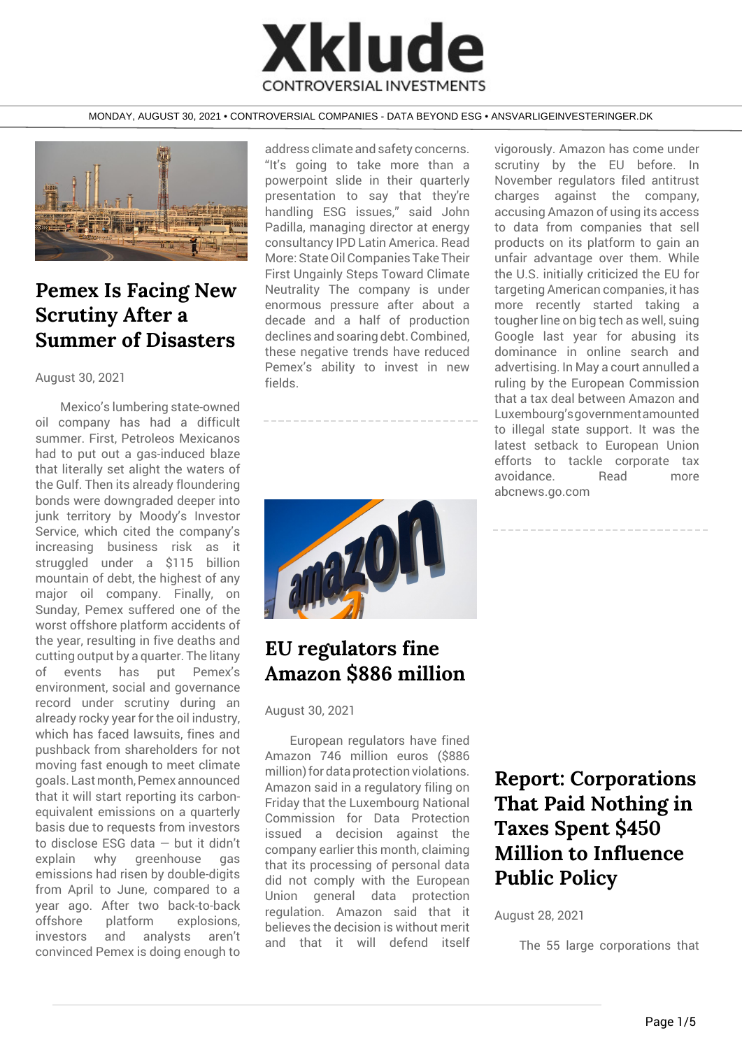# Xklude

CONTROVERSIAL INVESTMENTS

MONDAY, AUGUST 30, 2021 • CONTROVERSIAL COMPANIES - DATA BEYOND ESG • ANSVARLIGEINVESTERINGER.DK

## Pemex Is Facing New Scrutiny After a Summer of Disasters

August 30, 2021

Mexico's lumbering state-owned oil company has had a difficult summer. First, Petroleos Mexicanos had to put out a gas-induced blaze that literally set alight the waters of the Gulf. Then its already floundering bonds were downgraded deeper into junk territory by Moody's Investor Service, which cited the company's increasing business risk as it struggled under a $115 billion mountain of debt, the highest of any major oil company. Finally, on Sunday, Pemex suffered one of the worst offshore platform accidents of the year, resulting in five deaths and cutting output by a quarter. The litany of events has put Pemex's environment, social and governance record under scrutiny during an already rocky year for the oil industry, which has faced lawsuits, fines and pushback from shareholders for not moving fast enough to meet climate goals. Last month, Pemex announced that it will start reporting its carbon-equivalent emissions on a quarterly basis due to requests from investors to disclose ESG data — but it didn't explain why greenhouse gas emissions had risen by double-digits from April to June, compared to a year ago. After two back-to-back offshore platform explosions, investors and analysts aren't convinced Pemex is doing enough to address climate and safety concerns. "It's going to take more than a powerpoint slide in their quarterly presentation to say that they're handling ESG issues," said John Padilla, managing director at energy consultancy IPD Latin America. Read More: State Oil Companies Take Their First Ungainly Steps Toward Climate Neutrality The company is under enormous pressure after about a decade and a half of production declines and soaring debt. Combined, these negative trends have reduced Pemex's ability to invest in new fields.

---

## EU regulators fine Amazon $886 million

August 30, 2021

European regulators have fined Amazon 746 million euros ($886 million) for data protection violations. Amazon said in a regulatory filing on Friday that the Luxembourg National Commission for Data Protection issued a decision against the company earlier this month, claiming that its processing of personal data did not comply with the European Union general data protection regulation. Amazon said that it believes the decision is without merit and that it will defend itself vigorously. Amazon has come under scrutiny by the EU before. In November regulators filed antitrust charges against the company, accusing Amazon of using its access to data from companies that sell products on its platform to gain an unfair advantage over them. While the U.S. initially criticized the EU for targeting American companies, it has more recently started taking a tougher line on big tech as well, suing Google last year for abusing its dominance in online search and advertising. In May a court annulled a ruling by the European Commission that a tax deal between Amazon and Luxembourg's government amounted to illegal state support. It was the latest setback to European Union efforts to tackle corporate tax avoidance. Read more abcnews.go.com

---

## Report: Corporations That Paid Nothing in Taxes Spent $450 Million to Influence Public Policy

August 28, 2021

The 55 large corporations that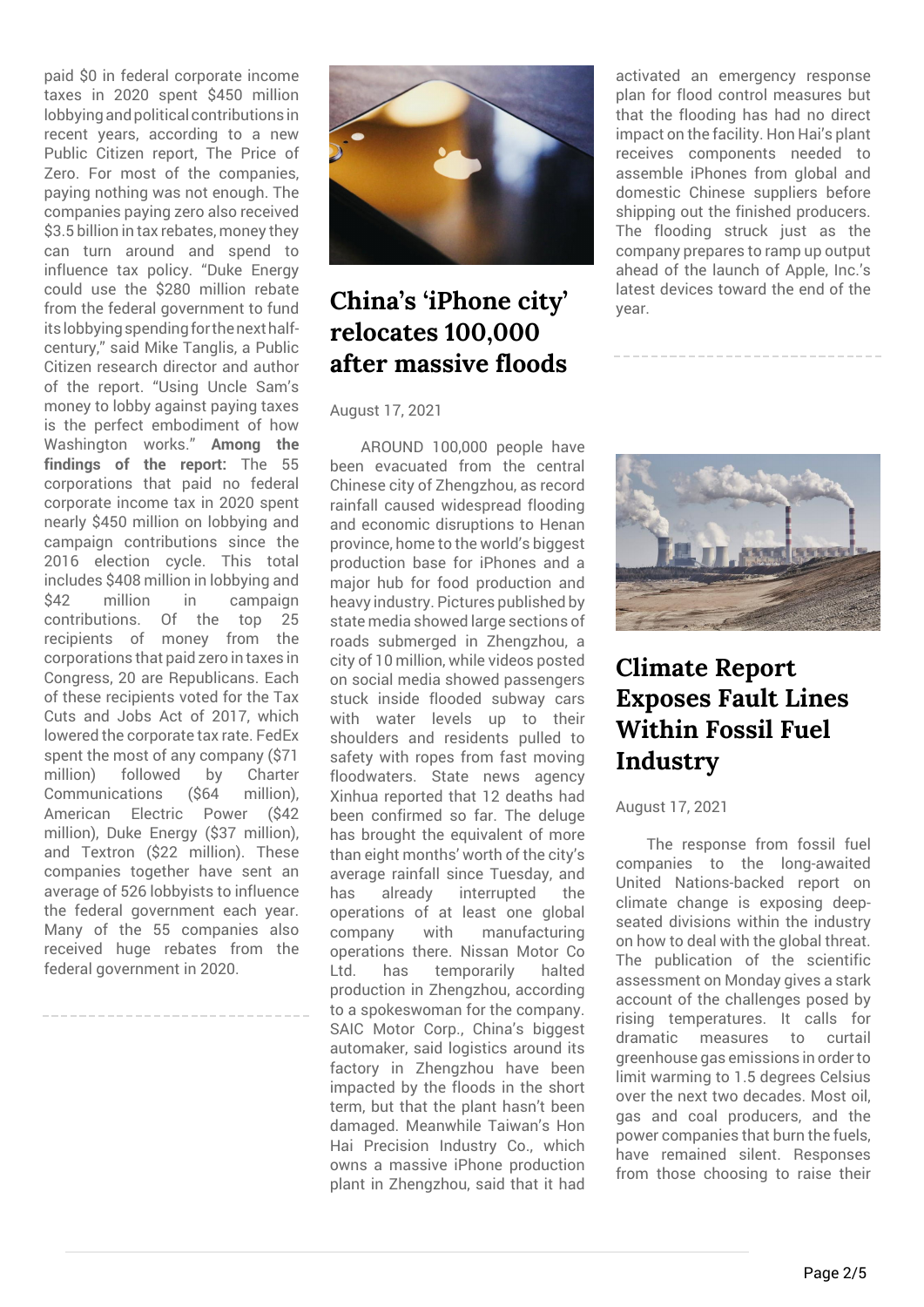paid $0 in federal corporate income taxes in 2020 spent $450 million lobbying and political contributions in recent years, according to a new Public Citizen report, The Price of Zero. For most of the companies, paying nothing was not enough. The companies paying zero also received $3.5 billion in tax rebates, money they can turn around and spend to influence tax policy. "Duke Energy could use the $280 million rebate from the federal government to fund its lobbying spending for the next half-century," said Mike Tanglis, a Public Citizen research director and author of the report. "Using Uncle Sam's money to lobby against paying taxes is the perfect embodiment of how Washington works." **Among the findings of the report:** The 55 corporations that paid no federal corporate income tax in 2020 spent nearly $450 million on lobbying and campaign contributions since the 2016 election cycle. This total includes $408 million in lobbying and $42 million in campaign contributions. Of the top 25 recipients of money from the corporations that paid zero in taxes in Congress, 20 are Republicans. Each of these recipients voted for the Tax Cuts and Jobs Act of 2017, which lowered the corporate tax rate. FedEx spent the most of any company ($71 million) followed by Charter Communications ($64 million), American Electric Power ($42 million), Duke Energy ($37 million), and Textron ($22 million). These companies together have sent an average of 526 lobbyists to influence the federal government each year. Many of the 55 companies also received huge rebates from the federal government in 2020.

## China's 'iPhone city' relocates 100,000 after massive floods

August 17, 2021

AROUND 100,000 people have been evacuated from the central Chinese city of Zhengzhou, as record rainfall caused widespread flooding and economic disruptions to Henan province, home to the world's biggest production base for iPhones and a major hub for food production and heavy industry. Pictures published by state media showed large sections of roads submerged in Zhengzhou, a city of 10 million, while videos posted on social media showed passengers stuck inside flooded subway cars with water levels up to their shoulders and residents pulled to safety with ropes from fast moving floodwaters. State news agency Xinhua reported that 12 deaths had been confirmed so far. The deluge has brought the equivalent of more than eight months' worth of the city's average rainfall since Tuesday, and has already interrupted the operations of at least one global company with manufacturing operations there. Nissan Motor Co Ltd. has temporarily halted production in Zhengzhou, according to a spokeswoman for the company. SAIC Motor Corp., China's biggest automaker, said logistics around its factory in Zhengzhou have been impacted by the floods in the short term, but that the plant hasn't been damaged. Meanwhile Taiwan's Hon Hai Precision Industry Co., which owns a massive iPhone production plant in Zhengzhou, said that it had activated an emergency response plan for flood control measures but that the flooding has had no direct impact on the facility. Hon Hai's plant receives components needed to assemble iPhones from global and domestic Chinese suppliers before shipping out the finished producers. The flooding struck just as the company prepares to ramp up output ahead of the launch of Apple, Inc.'s latest devices toward the end of the year.

## Climate Report Exposes Fault Lines Within Fossil Fuel Industry

August 17, 2021

The response from fossil fuel companies to the long-awaited United Nations-backed report on climate change is exposing deep-seated divisions within the industry on how to deal with the global threat. The publication of the scientific assessment on Monday gives a stark account of the challenges posed by rising temperatures. It calls for dramatic measures to curtail greenhouse gas emissions in order to limit warming to 1.5 degrees Celsius over the next two decades. Most oil, gas and coal producers, and the power companies that burn the fuels, have remained silent. Responses from those choosing to raise their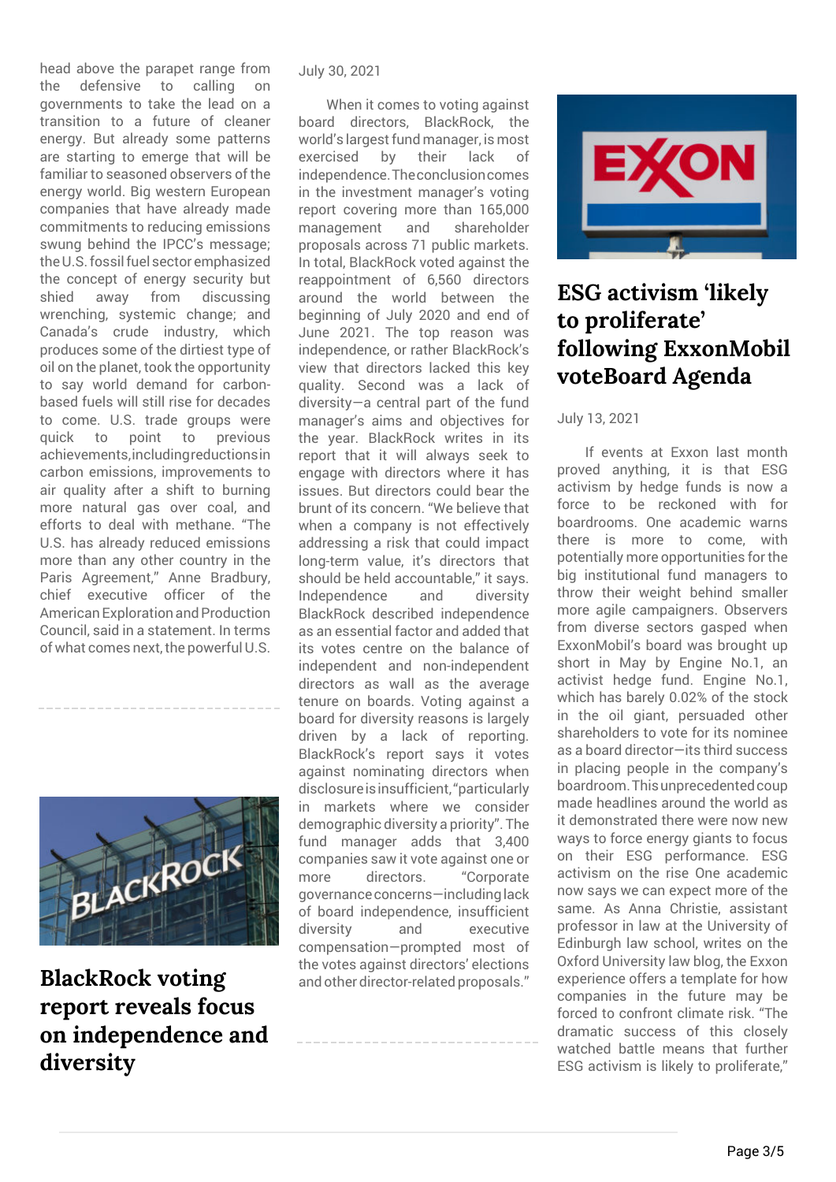head above the parapet range from the defensive to calling on governments to take the lead on a transition to a future of cleaner energy. But already some patterns are starting to emerge that will be familiar to seasoned observers of the energy world. Big western European companies that have already made commitments to reducing emissions swung behind the IPCC's message; the U.S. fossil fuel sector emphasized the concept of energy security but shied away from discussing wrenching, systemic change; and Canada's crude industry, which produces some of the dirtiest type of oil on the planet, took the opportunity to say world demand for carbon-based fuels will still rise for decades to come. U.S. trade groups were quick to point to previous achievements, including reductions in carbon emissions, improvements to air quality after a shift to burning more natural gas over coal, and efforts to deal with methane. "The U.S. has already reduced emissions more than any other country in the Paris Agreement," Anne Bradbury, chief executive officer of the American Exploration and Production Council, said in a statement. In terms of what comes next, the powerful U.S.

## BlackRock voting report reveals focus on independence and diversity

July 30, 2021

When it comes to voting against board directors, BlackRock, the world's largest fund manager, is most exercised by their lack of independence. The conclusion comes in the investment manager's voting report covering more than 165,000 management and shareholder proposals across 71 public markets. In total, BlackRock voted against the reappointment of 6,560 directors around the world between the beginning of July 2020 and end of June 2021. The top reason was independence, or rather BlackRock's view that directors lacked this key quality. Second was a lack of diversity—a central part of the fund manager's aims and objectives for the year. BlackRock writes in its report that it will always seek to engage with directors where it has issues. But directors could bear the brunt of its concern. "We believe that when a company is not effectively addressing a risk that could impact long-term value, it's directors that should be held accountable," it says. Independence and diversity BlackRock described independence as an essential factor and added that its votes centre on the balance of independent and non-independent directors as wall as the average tenure on boards. Voting against a board for diversity reasons is largely driven by a lack of reporting. BlackRock's report says it votes against nominating directors when disclosure is insufficient, "particularly in markets where we consider demographic diversity a priority". The fund manager adds that 3,400 companies saw it vote against one or more directors. "Corporate governance concerns—including lack of board independence, insufficient diversity and executive compensation—prompted most of the votes against directors' elections and other director-related proposals."

## ESG activism 'likely to proliferate' following ExxonMobil voteBoard Agenda

July 13, 2021

If events at Exxon last month proved anything, it is that ESG activism by hedge funds is now a force to be reckoned with for boardrooms. One academic warns there is more to come, with potentially more opportunities for the big institutional fund managers to throw their weight behind smaller more agile campaigners. Observers from diverse sectors gasped when ExxonMobil's board was brought up short in May by Engine No.1, an activist hedge fund. Engine No.1, which has barely 0.02% of the stock in the oil giant, persuaded other shareholders to vote for its nominee as a board director—its third success in placing people in the company's boardroom. This unprecedented coup made headlines around the world as it demonstrated there were now new ways to force energy giants to focus on their ESG performance. ESG activism on the rise One academic now says we can expect more of the same. As Anna Christie, assistant professor in law at the University of Edinburgh law school, writes on the Oxford University law blog, the Exxon experience offers a template for how companies in the future may be forced to confront climate risk. "The dramatic success of this closely watched battle means that further ESG activism is likely to proliferate,"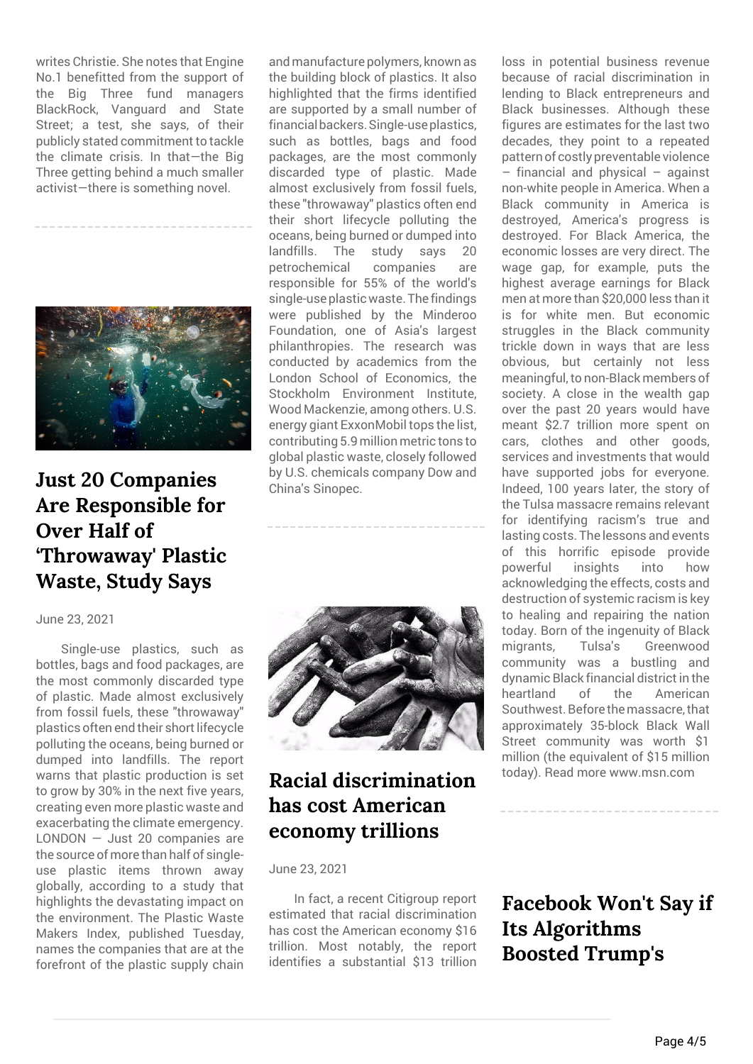writes Christie. She notes that Engine No.1 benefitted from the support of the Big Three fund managers BlackRock, Vanguard and State Street; a test, she says, of their publicly stated commitment to tackle the climate crisis. In that—the Big Three getting behind a much smaller activist—there is something novel.

## Just 20 Companies Are Responsible for Over Half of 'Throwaway' Plastic Waste, Study Says

June 23, 2021

Single-use plastics, such as bottles, bags and food packages, are the most commonly discarded type of plastic. Made almost exclusively from fossil fuels, these "throwaway" plastics often end their short lifecycle polluting the oceans, being burned or dumped into landfills. The report warns that plastic production is set to grow by 30% in the next five years, creating even more plastic waste and exacerbating the climate emergency. LONDON — Just 20 companies are the source of more than half of single-use plastic items thrown away globally, according to a study that highlights the devastating impact on the environment. The Plastic Waste Makers Index, published Tuesday, names the companies that are at the forefront of the plastic supply chain and manufacture polymers, known as the building block of plastics. It also highlighted that the firms identified are supported by a small number of financial backers. Single-use plastics, such as bottles, bags and food packages, are the most commonly discarded type of plastic. Made almost exclusively from fossil fuels, these "throwaway" plastics often end their short lifecycle polluting the oceans, being burned or dumped into landfills. The study says 20 petrochemical companies are responsible for 55% of the world's single-use plastic waste. The findings were published by the Minderoo Foundation, one of Asia's largest philanthropies. The research was conducted by academics from the London School of Economics, the Stockholm Environment Institute, Wood Mackenzie, among others. U.S. energy giant ExxonMobil tops the list, contributing 5.9 million metric tons to global plastic waste, closely followed by U.S. chemicals company Dow and China's Sinopec.

## Racial discrimination has cost American economy trillions

June 23, 2021

In fact, a recent Citigroup report estimated that racial discrimination has cost the American economy $16 trillion. Most notably, the report identifies a substantial $13 trillion loss in potential business revenue because of racial discrimination in lending to Black entrepreneurs and Black businesses. Although these figures are estimates for the last two decades, they point to a repeated pattern of costly preventable violence – financial and physical – against non-white people in America. When a Black community in America is destroyed, America's progress is destroyed. For Black America, the economic losses are very direct. The wage gap, for example, puts the highest average earnings for Black men at more than $20,000 less than it is for white men. But economic struggles in the Black community trickle down in ways that are less obvious, but certainly not less meaningful, to non-Black members of society. A close in the wealth gap over the past 20 years would have meant $2.7 trillion more spent on cars, clothes and other goods, services and investments that would have supported jobs for everyone. Indeed, 100 years later, the story of the Tulsa massacre remains relevant for identifying racism's true and lasting costs. The lessons and events of this horrific episode provide powerful insights into how acknowledging the effects, costs and destruction of systemic racism is key to healing and repairing the nation today. Born of the ingenuity of Black migrants, Tulsa's Greenwood community was a bustling and dynamic Black financial district in the heartland of the American Southwest. Before the massacre, that approximately 35-block Black Wall Street community was worth $1 million (the equivalent of $15 million today). Read more www.msn.com

## Facebook Won't Say if Its Algorithms Boosted Trump's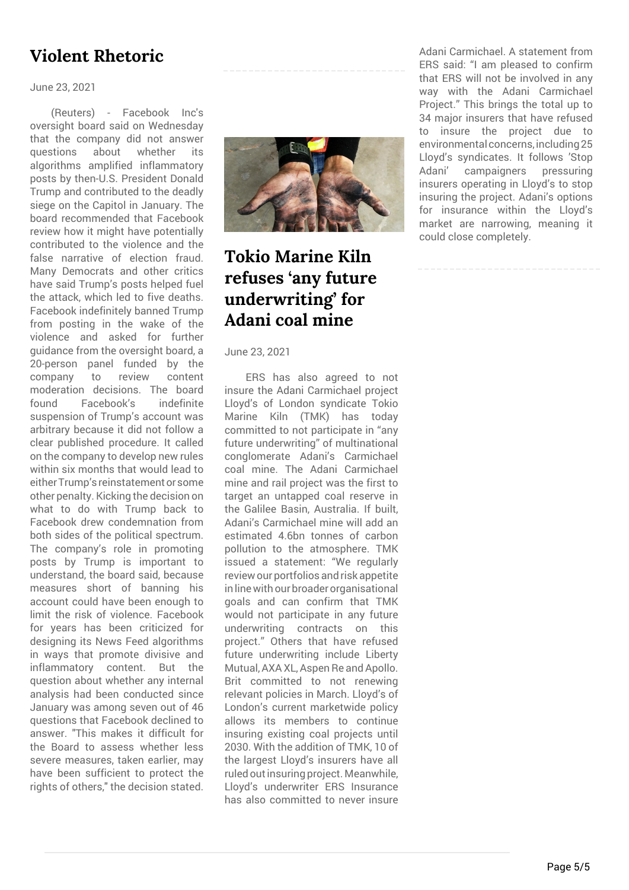## Violent Rhetoric

June 23, 2021

(Reuters) - Facebook Inc's oversight board said on Wednesday that the company did not answer questions about whether its algorithms amplified inflammatory posts by then-U.S. President Donald Trump and contributed to the deadly siege on the Capitol in January. The board recommended that Facebook review how it might have potentially contributed to the violence and the false narrative of election fraud. Many Democrats and other critics have said Trump's posts helped fuel the attack, which led to five deaths. Facebook indefinitely banned Trump from posting in the wake of the violence and asked for further guidance from the oversight board, a 20-person panel funded by the company to review content moderation decisions. The board found Facebook's indefinite suspension of Trump's account was arbitrary because it did not follow a clear published procedure. It called on the company to develop new rules within six months that would lead to either Trump's reinstatement or some other penalty. Kicking the decision on what to do with Trump back to Facebook drew condemnation from both sides of the political spectrum. The company's role in promoting posts by Trump is important to understand, the board said, because measures short of banning his account could have been enough to limit the risk of violence. Facebook for years has been criticized for designing its News Feed algorithms in ways that promote divisive and inflammatory content. But the question about whether any internal analysis had been conducted since January was among seven out of 46 questions that Facebook declined to answer. "This makes it difficult for the Board to assess whether less severe measures, taken earlier, may have been sufficient to protect the rights of others," the decision stated.

## Tokio Marine Kiln refuses 'any future underwriting' for Adani coal mine

June 23, 2021

ERS has also agreed to not insure the Adani Carmichael project Lloyd's of London syndicate Tokio Marine Kiln (TMK) has today committed to not participate in "any future underwriting" of multinational conglomerate Adani's Carmichael coal mine. The Adani Carmichael mine and rail project was the first to target an untapped coal reserve in the Galilee Basin, Australia. If built, Adani's Carmichael mine will add an estimated 4.6bn tonnes of carbon pollution to the atmosphere. TMK issued a statement: "We regularly review our portfolios and risk appetite in line with our broader organisational goals and can confirm that TMK would not participate in any future underwriting contracts on this project." Others that have refused future underwriting include Liberty Mutual, AXA XL, Aspen Re and Apollo. Brit committed to not renewing relevant policies in March. Lloyd's of London's current marketwide policy allows its members to continue insuring existing coal projects until 2030. With the addition of TMK, 10 of the largest Lloyd's insurers have all ruled out insuring project. Meanwhile, Lloyd's underwriter ERS Insurance has also committed to never insure Adani Carmichael. A statement from ERS said: "I am pleased to confirm that ERS will not be involved in any way with the Adani Carmichael Project." This brings the total up to 34 major insurers that have refused to insure the project due to environmental concerns, including 25 Lloyd's syndicates. It follows 'Stop Adani' campaigners pressuring insurers operating in Lloyd's to stop insuring the project. Adani's options for insurance within the Lloyd's market are narrowing, meaning it could close completely.